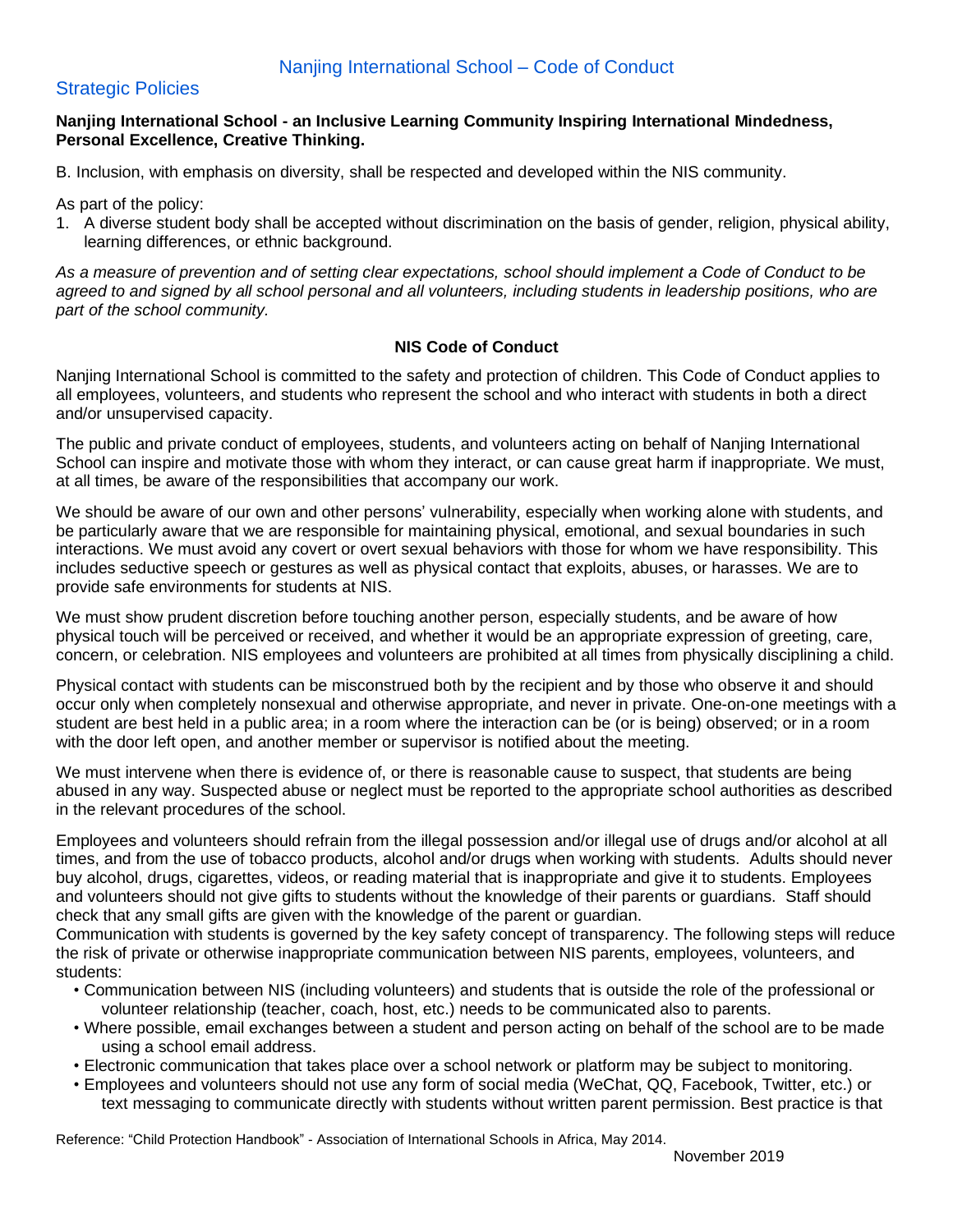# Nanjing International School – Code of Conduct

## Strategic Policies

**Nanjing International School - an Inclusive Learning Community Inspiring International Mindedness, Personal Excellence, Creative Thinking.**

B. Inclusion, with emphasis on diversity, shall be respected and developed within the NIS community.

As part of the policy:

1. A diverse student body shall be accepted without discrimination on the basis of gender, religion, physical ability, learning differences, or ethnic background.

*As a measure of prevention and of setting clear expectations, school should implement a Code of Conduct to be agreed to and signed by all school personal and all volunteers, including students in leadership positions, who are part of the school community.*

### NIS Code of Conduct

Nanjing International School is committed to the safety and protection of children. This Code of Conduct applies to all employees, volunteers, and students who represent the school and who interact with students in both a direct and/or unsupervised capacity.

The public and private conduct of employees, students, and volunteers acting on behalf of Nanjing International School can inspire and motivate those with whom they interact, or can cause great harm if inappropriate. We must, at all times, be aware of the responsibilities that accompany our work.

We should be aware of our own and other persons' vulnerability, especially when working alone with students, and be particularly aware that we are responsible for maintaining physical, emotional, and sexual boundaries in such interactions. We must avoid any covert or overt sexual behaviors with those for whom we have responsibility. This includes seductive speech or gestures as well as physical contact that exploits, abuses, or harasses. We are to provide safe environments for students at NIS.

We must show prudent discretion before touching another person, especially students, and be aware of how physical touch will be perceived or received, and whether it would be an appropriate expression of greeting, care, concern, or celebration. NIS employees and volunteers are prohibited at all times from physically disciplining a child.

Physical contact with students can be misconstrued both by the recipient and by those who observe it and should occur only when completely nonsexual and otherwise appropriate, and never in private. One-on-one meetings with a student are best held in a public area; in a room where the interaction can be (or is being) observed; or in a room with the door left open, and another member or supervisor is notified about the meeting.

We must intervene when there is evidence of, or there is reasonable cause to suspect, that students are being abused in any way. Suspected abuse or neglect must be reported to the appropriate school authorities as described in the relevant procedures of the school.

Employees and volunteers should refrain from the illegal possession and/or illegal use of drugs and/or alcohol at all times, and from the use of tobacco products, alcohol and/or drugs when working with students. Adults should never buy alcohol, drugs, cigarettes, videos, or reading material that is inappropriate and give it to students. Employees and volunteers should not give gifts to students without the knowledge of their parents or guardians. Staff should check that any small gifts are given with the knowledge of the parent or guardian.

Communication with students is governed by the key safety concept of transparency. The following steps will reduce the risk of private or otherwise inappropriate communication between NIS parents, employees, volunteers, and students:

- Communication between NIS (including volunteers) and students that is outside the role of the professional or volunteer relationship (teacher, coach, host, etc.) needs to be communicated also to parents.
- Where possible, email exchanges between a student and person acting on behalf of the school are to be made using a school email address.
- Electronic communication that takes place over a school network or platform may be subject to monitoring.
- Employees and volunteers should not use any form of social media (WeChat, QQ, Facebook, Twitter, etc.) or text messaging to communicate directly with students without written parent permission. Best practice is that

Reference: "Child Protection Handbook" - Association of International Schools in Africa, May 2014.

November 2019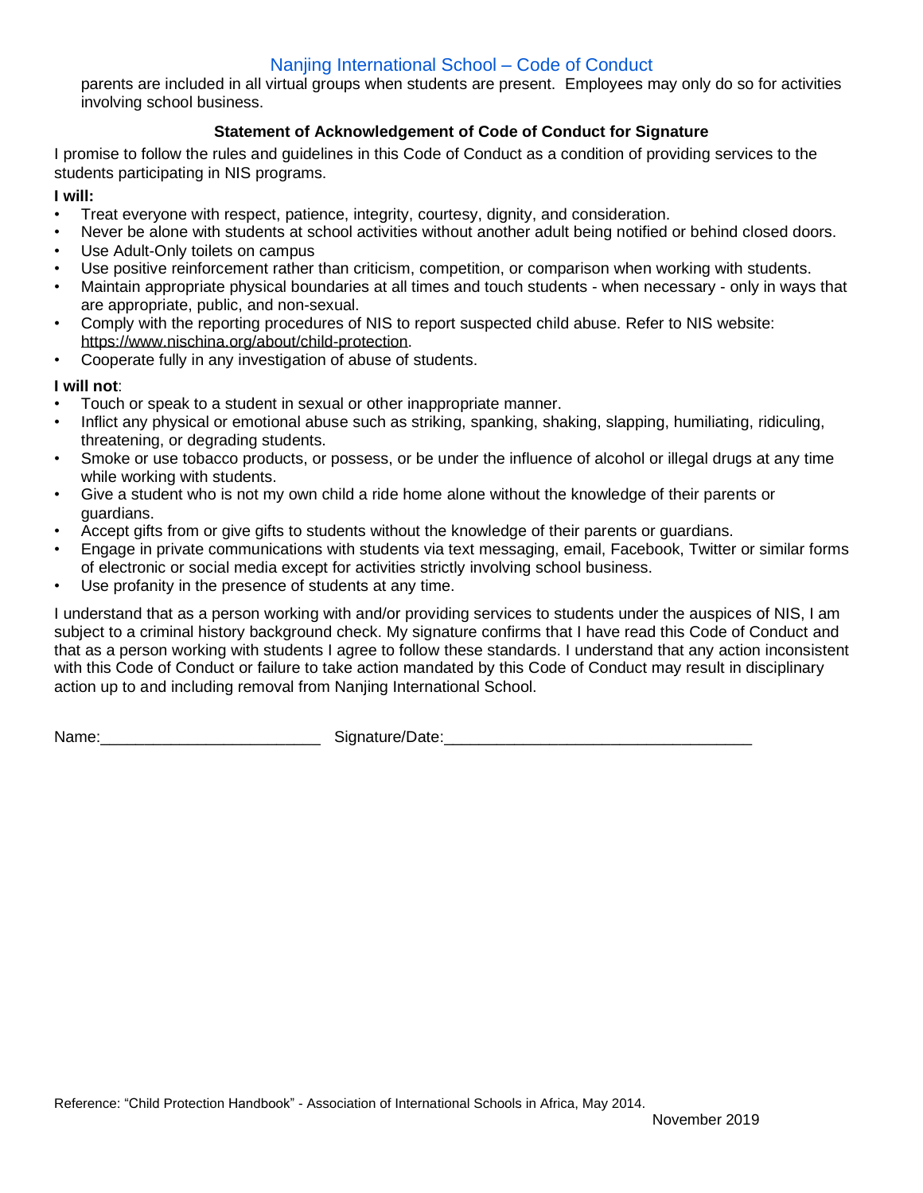parents are included in all virtual groups when students are present. Employees may only do so for activities involving school business.

### Statement of Acknowledgement of Code of Conduct for Signature

I promise to follow the rules and guidelines in this Code of Conduct as a condition of providing services to the students participating in NIS programs.

**I will:**

- Treat everyone with respect, patience, integrity, courtesy, dignity, and consideration.
- Never be alone with students at school activities without another adult being notified or behind closed doors.
- Use Adult-Only toilets on campus
- Use positive reinforcement rather than criticism, competition, or comparison when working with students.
- Maintain appropriate physical boundaries at all times and touch students - when necessary - only in ways that are appropriate, public, and non-sexual.
- Comply with the reporting procedures of NIS to report suspected child abuse. Refer to NIS website: https://www.nischina.org/about/child-protection.
- Cooperate fully in any investigation of abuse of students.

**I will not**:

- Touch or speak to a student in sexual or other inappropriate manner.
- Inflict any physical or emotional abuse such as striking, spanking, shaking, slapping, humiliating, ridiculing, threatening, or degrading students.
- Smoke or use tobacco products, or possess, or be under the influence of alcohol or illegal drugs at any time while working with students.
- Give a student who is not my own child a ride home alone without the knowledge of their parents or guardians.
- Accept gifts from or give gifts to students without the knowledge of their parents or guardians.
- Engage in private communications with students via text messaging, email, Facebook, Twitter or similar forms of electronic or social media except for activities strictly involving school business.
- Use profanity in the presence of students at any time.

I understand that as a person working with and/or providing services to students under the auspices of NIS, I am subject to a criminal history background check. My signature confirms that I have read this Code of Conduct and that as a person working with students I agree to follow these standards. I understand that any action inconsistent with this Code of Conduct or failure to take action mandated by this Code of Conduct may result in disciplinary action up to and including removal from Nanjing International School.

Name:_________________________ Signature/Date:___________________________________

Reference: "Child Protection Handbook" - Association of International Schools in Africa, May 2014.

November 2019